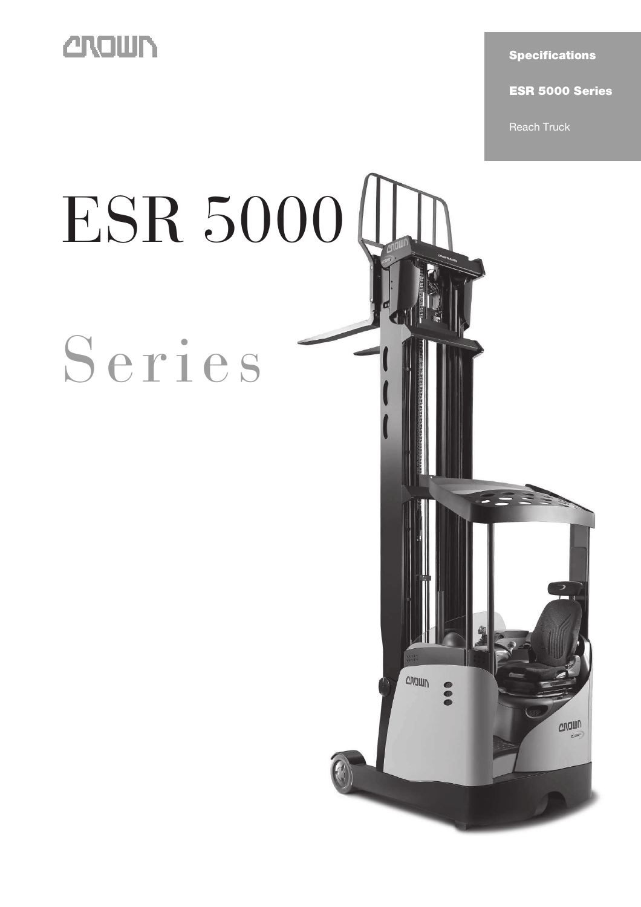CROWN

**Specifications**

**ESR 5000 Series**

Reach Truck

# ESR 5000

# Series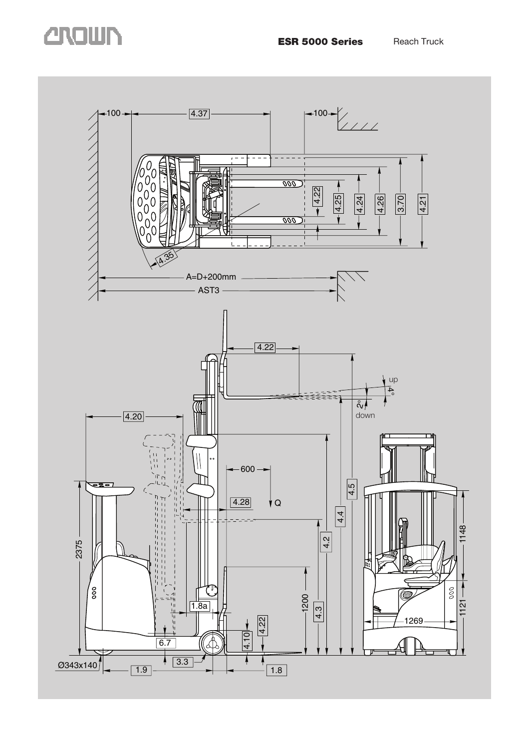100 4.37 100

4.22 4.25 4.24 4.26 3.70 4.21

4.35

A=D+200mm

AST3

4.22

up 4°

2° down

4.20

600

Q

4.28

4.5 4.4 4.2

2375

1148

1.8a

1200 4.3

4.22 4.10

6.7

1269

1121

Ø343x140

3.3

1.9 1.8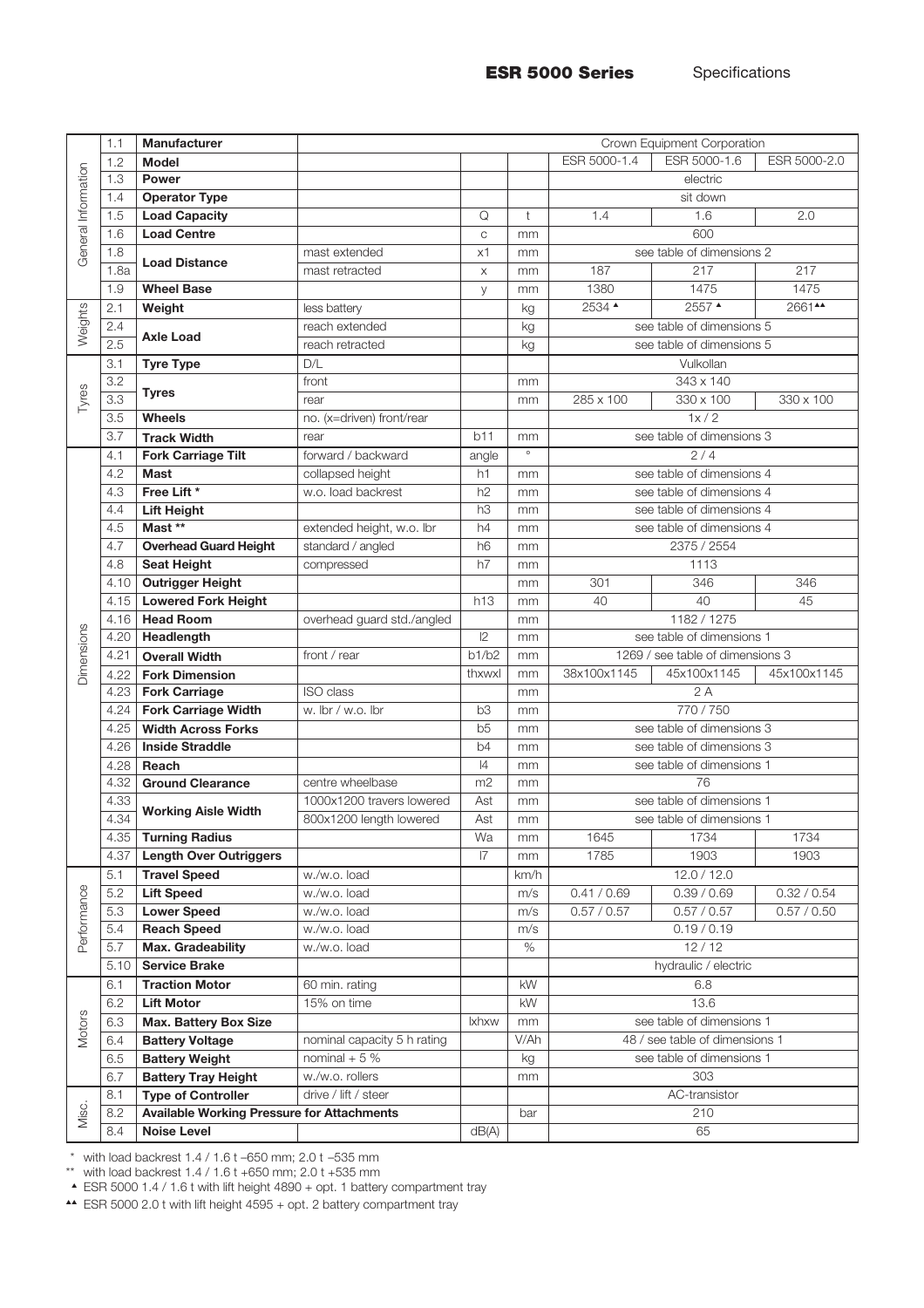**ESR 5000 Series** Specifications

| | | | | | | | | |
|---|---|---|---|---|---|---|---|---|
| General Information | 1.1 | **Manufacturer** | | | | Crown Equipment Corporation | | |
| | 1.2 | **Model** | | | | ESR 5000-1.4 | ESR 5000-1.6 | ESR 5000-2.0 |
| | 1.3 | **Power** | | | | electric | | |
| | 1.4 | **Operator Type** | | | | sit down | | |
| | 1.5 | **Load Capacity** | | Q | t | 1.4 | 1.6 | 2.0 |
| | 1.6 | **Load Centre** | | c | mm | 600 | | |
| | 1.8 | **Load Distance** | mast extended | x1 | mm | see table of dimensions 2 | | |
| | 1.8a | | mast retracted | x | mm | 187 | 217 | 217 |
| | 1.9 | **Wheel Base** | | y | mm | 1380 | 1475 | 1475 |
| Weights | 2.1 | **Weight** | less battery | | kg | 2534 ▲ | 2557 ▲ | 2661▲▲ |
| | 2.4 | **Axle Load** | reach extended | | kg | see table of dimensions 5 | | |
| | 2.5 | | reach retracted | | kg | see table of dimensions 5 | | |
| Tyres | 3.1 | **Tyre Type** | D/L | | | Vulkollan | | |
| | 3.2 | **Tyres** | front | | mm | 343 x 140 | | |
| | 3.3 | | rear | | mm | 285 x 100 | 330 x 100 | 330 x 100 |
| | 3.5 | **Wheels** | no. (x=driven) front/rear | | | 1x / 2 | | |
| | 3.7 | **Track Width** | rear | b11 | mm | see table of dimensions 3 | | |
| Dimensions | 4.1 | **Fork Carriage Tilt** | forward / backward | angle | ° | 2 / 4 | | |
| | 4.2 | **Mast** | collapsed height | h1 | mm | see table of dimensions 4 | | |
| | 4.3 | **Free Lift** * | w.o. load backrest | h2 | mm | see table of dimensions 4 | | |
| | 4.4 | **Lift Height** | | h3 | mm | see table of dimensions 4 | | |
| | 4.5 | **Mast** ** | extended height, w.o. lbr | h4 | mm | see table of dimensions 4 | | |
| | 4.7 | **Overhead Guard Height** | standard / angled | h6 | mm | 2375 / 2554 | | |
| | 4.8 | **Seat Height** | compressed | h7 | mm | 1113 | | |
| | 4.10 | **Outrigger Height** | | | mm | 301 | 346 | 346 |
| | 4.15 | **Lowered Fork Height** | | h13 | mm | 40 | 40 | 45 |
| | 4.16 | **Head Room** | overhead guard std./angled | | mm | 1182 / 1275 | | |
| | 4.20 | **Headlength** | | l2 | mm | see table of dimensions 1 | | |
| | 4.21 | **Overall Width** | front / rear | b1/b2 | mm | 1269 / see table of dimensions 3 | | |
| | 4.22 | **Fork Dimension** | | thxwxl | mm | 38x100x1145 | 45x100x1145 | 45x100x1145 |
| | 4.23 | **Fork Carriage** | ISO class | | mm | 2 A | | |
| | 4.24 | **Fork Carriage Width** | w. lbr / w.o. lbr | b3 | mm | 770 / 750 | | |
| | 4.25 | **Width Across Forks** | | b5 | mm | see table of dimensions 3 | | |
| | 4.26 | **Inside Straddle** | | b4 | mm | see table of dimensions 3 | | |
| | 4.28 | **Reach** | | l4 | mm | see table of dimensions 1 | | |
| | 4.32 | **Ground Clearance** | centre wheelbase | m2 | mm | 76 | | |
| | 4.33 | **Working Aisle Width** | 1000x1200 travers lowered | Ast | mm | see table of dimensions 1 | | |
| | 4.34 | | 800x1200 length lowered | Ast | mm | see table of dimensions 1 | | |
| | 4.35 | **Turning Radius** | | Wa | mm | 1645 | 1734 | 1734 |
| | 4.37 | **Length Over Outriggers** | | l7 | mm | 1785 | 1903 | 1903 |
| Performance | 5.1 | **Travel Speed** | w./w.o. load | | km/h | 12.0 / 12.0 | | |
| | 5.2 | **Lift Speed** | w./w.o. load | | m/s | 0.41 / 0.69 | 0.39 / 0.69 | 0.32 / 0.54 |
| | 5.3 | **Lower Speed** | w./w.o. load | | m/s | 0.57 / 0.57 | 0.57 / 0.57 | 0.57 / 0.50 |
| | 5.4 | **Reach Speed** | w./w.o. load | | m/s | 0.19 / 0.19 | | |
| | 5.7 | **Max. Gradeability** | w./w.o. load | | % | 12 / 12 | | |
| | 5.10 | **Service Brake** | | | | hydraulic / electric | | |
| Motors | 6.1 | **Traction Motor** | 60 min. rating | | kW | 6.8 | | |
| | 6.2 | **Lift Motor** | 15% on time | | kW | 13.6 | | |
| | 6.3 | **Max. Battery Box Size** | | lxhxw | mm | see table of dimensions 1 | | |
| | 6.4 | **Battery Voltage** | nominal capacity 5 h rating | | V/Ah | 48 / see table of dimensions 1 | | |
| | 6.5 | **Battery Weight** | nominal + 5 % | | kg | see table of dimensions 1 | | |
| | 6.7 | **Battery Tray Height** | w./w.o. rollers | | mm | 303 | | |
| Misc. | 8.1 | **Type of Controller** | drive / lift / steer | | | AC-transistor | | |
| | 8.2 | **Available Working Pressure for Attachments** | | | bar | 210 | | |
| | 8.4 | **Noise Level** | | dB(A) | | 65 | | |

\* with load backrest 1.4 / 1.6 t –650 mm; 2.0 t –535 mm

\*\* with load backrest 1.4 / 1.6 t +650 mm; 2.0 t +535 mm

▲ ESR 5000 1.4 / 1.6 t with lift height 4890 + opt. 1 battery compartment tray

▲▲ ESR 5000 2.0 t with lift height 4595 + opt. 2 battery compartment tray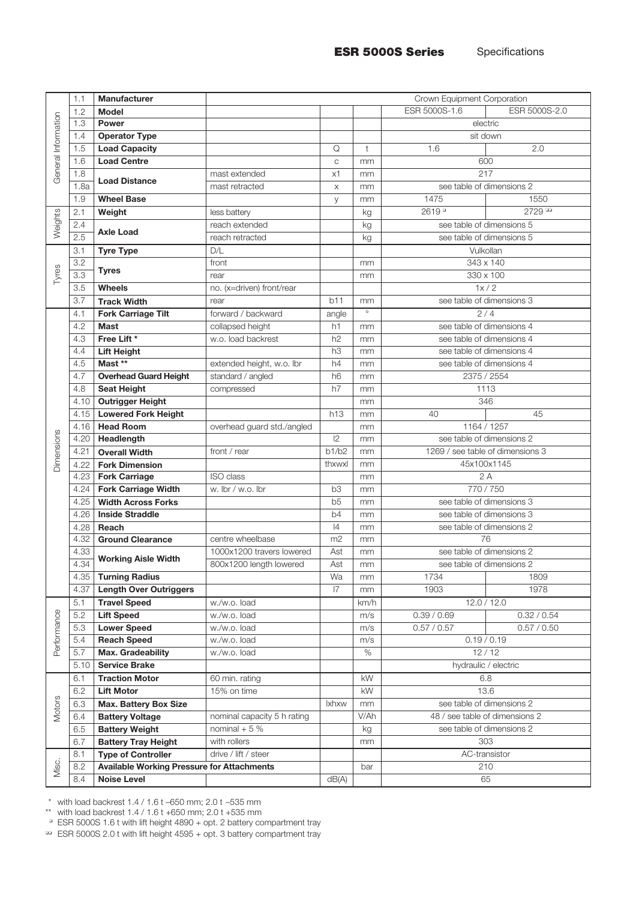## ESR 5000S Series Specifications

| | | | | | | | |
|---|---|---|---|---|---|---|---|
| General Information | 1.1 | **Manufacturer** | | | | Crown Equipment Corporation | |
| | 1.2 | **Model** | | | | ESR 5000S-1.6 | ESR 5000S-2.0 |
| | 1.3 | **Power** | | | | electric | |
| | 1.4 | **Operator Type** | | | | sit down | |
| | 1.5 | **Load Capacity** | | Q | t | 1.6 | 2.0 |
| | 1.6 | **Load Centre** | | c | mm | 600 | |
| | 1.8 | **Load Distance** | mast extended | x1 | mm | 217 | |
| | 1.8a | | mast retracted | x | mm | see table of dimensions 2 | |
| | 1.9 | **Wheel Base** | | y | mm | 1475 | 1550 |
| Weights | 2.1 | **Weight** | less battery | | kg | 2619 ❑ | 2729 ❑❑ |
| | 2.4 | **Axle Load** | reach extended | | kg | see table of dimensions 5 | |
| | 2.5 | | reach retracted | | kg | see table of dimensions 5 | |
| Tyres | 3.1 | **Tyre Type** | D/L | | | Vulkollan | |
| | 3.2 | **Tyres** | front | | mm | 343 x 140 | |
| | 3.3 | | rear | | mm | 330 x 100 | |
| | 3.5 | **Wheels** | no. (x=driven) front/rear | | | 1x / 2 | |
| | 3.7 | **Track Width** | rear | b11 | mm | see table of dimensions 3 | |
| Dimensions | 4.1 | **Fork Carriage Tilt** | forward / backward | angle | ° | 2 / 4 | |
| | 4.2 | **Mast** | collapsed height | h1 | mm | see table of dimensions 4 | |
| | 4.3 | **Free Lift** * | w.o. load backrest | h2 | mm | see table of dimensions 4 | |
| | 4.4 | **Lift Height** | | h3 | mm | see table of dimensions 4 | |
| | 4.5 | **Mast** ** | extended height, w.o. lbr | h4 | mm | see table of dimensions 4 | |
| | 4.7 | **Overhead Guard Height** | standard / angled | h6 | mm | 2375 / 2554 | |
| | 4.8 | **Seat Height** | compressed | h7 | mm | 1113 | |
| | 4.10 | **Outrigger Height** | | | mm | 346 | |
| | 4.15 | **Lowered Fork Height** | | h13 | mm | 40 | 45 |
| | 4.16 | **Head Room** | overhead guard std./angled | | mm | 1164 / 1257 | |
| | 4.20 | **Headlength** | | l2 | mm | see table of dimensions 2 | |
| | 4.21 | **Overall Width** | front / rear | b1/b2 | mm | 1269 / see table of dimensions 3 | |
| | 4.22 | **Fork Dimension** | | thxwxl | mm | 45x100x1145 | |
| | 4.23 | **Fork Carriage** | ISO class | | mm | 2 A | |
| | 4.24 | **Fork Carriage Width** | w. lbr / w.o. lbr | b3 | mm | 770 / 750 | |
| | 4.25 | **Width Across Forks** | | b5 | mm | see table of dimensions 3 | |
| | 4.26 | **Inside Straddle** | | b4 | mm | see table of dimensions 3 | |
| | 4.28 | **Reach** | | l4 | mm | see table of dimensions 2 | |
| | 4.32 | **Ground Clearance** | centre wheelbase | m2 | mm | 76 | |
| | 4.33 | **Working Aisle Width** | 1000x1200 travers lowered | Ast | mm | see table of dimensions 2 | |
| | 4.34 | | 800x1200 length lowered | Ast | mm | see table of dimensions 2 | |
| | 4.35 | **Turning Radius** | | Wa | mm | 1734 | 1809 |
| | 4.37 | **Length Over Outriggers** | | l7 | mm | 1903 | 1978 |
| Performance | 5.1 | **Travel Speed** | w./w.o. load | | km/h | 12.0 / 12.0 | |
| | 5.2 | **Lift Speed** | w./w.o. load | | m/s | 0.39 / 0.69 | 0.32 / 0.54 |
| | 5.3 | **Lower Speed** | w./w.o. load | | m/s | 0.57 / 0.57 | 0.57 / 0.50 |
| | 5.4 | **Reach Speed** | w./w.o. load | | m/s | 0.19 / 0.19 | |
| | 5.7 | **Max. Gradeability** | w./w.o. load | | % | 12 / 12 | |
| | 5.10 | **Service Brake** | | | | hydraulic / electric | |
| Motors | 6.1 | **Traction Motor** | 60 min. rating | | kW | 6.8 | |
| | 6.2 | **Lift Motor** | 15% on time | | kW | 13.6 | |
| | 6.3 | **Max. Battery Box Size** | | lxhxw | mm | see table of dimensions 2 | |
| | 6.4 | **Battery Voltage** | nominal capacity 5 h rating | | V/Ah | 48 / see table of dimensions 2 | |
| | 6.5 | **Battery Weight** | nominal + 5 % | | kg | see table of dimensions 2 | |
| | 6.7 | **Battery Tray Height** | with rollers | | mm | 303 | |
| Misc. | 8.1 | **Type of Controller** | drive / lift / steer | | | AC-transistor | |
| | 8.2 | **Available Working Pressure for Attachments** | | | bar | 210 | |
| | 8.4 | **Noise Level** | | dB(A) | | 65 | |

\* with load backrest 1.4 / 1.6 t –650 mm; 2.0 t –535 mm

\*\* with load backrest 1.4 / 1.6 t +650 mm; 2.0 t +535 mm

❑ ESR 5000S 1.6 t with lift height 4890 + opt. 2 battery compartment tray

❑❑ ESR 5000S 2.0 t with lift height 4595 + opt. 3 battery compartment tray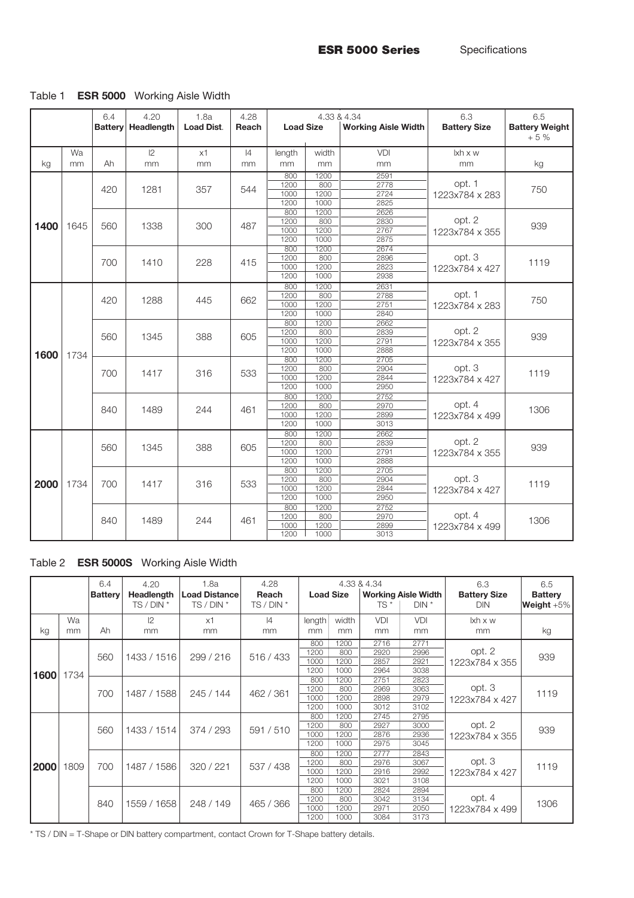Table 1 **ESR 5000** Working Aisle Width

| | | 6.4 Battery | 4.20 Headlength | 1.8a Load Dist. | 4.28 Reach | 4.33 & 4.34 Load Size | | 4.33 & 4.34 Working Aisle Width | 6.3 Battery Size | 6.5 Battery Weight + 5 % |
|---|---|---|---|---|---|---|---|---|---|---|
| | Wa | | l2 | x1 | l4 | length | width | VDI | lxh x w | |
| kg | mm | Ah | mm | mm | mm | mm | mm | mm | mm | kg |
| 1400 | 1645 | 420 | 1281 | 357 | 544 | 800 | 1200 | 2591 | opt. 1 1223x784 x 283 | 750 |
| | | | | | | 1200 | 800 | 2778 | | |
| | | | | | | 1000 | 1200 | 2724 | | |
| | | | | | | 1200 | 1000 | 2825 | | |
| | | 560 | 1338 | 300 | 487 | 800 | 1200 | 2626 | opt. 2 1223x784 x 355 | 939 |
| | | | | | | 1200 | 800 | 2830 | | |
| | | | | | | 1000 | 1200 | 2767 | | |
| | | | | | | 1200 | 1000 | 2875 | | |
| | | 700 | 1410 | 228 | 415 | 800 | 1200 | 2674 | opt. 3 1223x784 x 427 | 1119 |
| | | | | | | 1200 | 800 | 2896 | | |
| | | | | | | 1000 | 1200 | 2823 | | |
| | | | | | | 1200 | 1000 | 2938 | | |
| 1600 | 1734 | 420 | 1288 | 445 | 662 | 800 | 1200 | 2631 | opt. 1 1223x784 x 283 | 750 |
| | | | | | | 1200 | 800 | 2788 | | |
| | | | | | | 1000 | 1200 | 2751 | | |
| | | | | | | 1200 | 1000 | 2840 | | |
| | | 560 | 1345 | 388 | 605 | 800 | 1200 | 2662 | opt. 2 1223x784 x 355 | 939 |
| | | | | | | 1200 | 800 | 2839 | | |
| | | | | | | 1000 | 1200 | 2791 | | |
| | | | | | | 1200 | 1000 | 2888 | | |
| | | 700 | 1417 | 316 | 533 | 800 | 1200 | 2705 | opt. 3 1223x784 x 427 | 1119 |
| | | | | | | 1200 | 800 | 2904 | | |
| | | | | | | 1000 | 1200 | 2844 | | |
| | | | | | | 1200 | 1000 | 2950 | | |
| | | 840 | 1489 | 244 | 461 | 800 | 1200 | 2752 | opt. 4 1223x784 x 499 | 1306 |
| | | | | | | 1200 | 800 | 2970 | | |
| | | | | | | 1000 | 1200 | 2899 | | |
| | | | | | | 1200 | 1000 | 3013 | | |
| 2000 | 1734 | 560 | 1345 | 388 | 605 | 800 | 1200 | 2662 | opt. 2 1223x784 x 355 | 939 |
| | | | | | | 1200 | 800 | 2839 | | |
| | | | | | | 1000 | 1200 | 2791 | | |
| | | | | | | 1200 | 1000 | 2888 | | |
| | | 700 | 1417 | 316 | 533 | 800 | 1200 | 2705 | opt. 3 1223x784 x 427 | 1119 |
| | | | | | | 1200 | 800 | 2904 | | |
| | | | | | | 1000 | 1200 | 2844 | | |
| | | | | | | 1200 | 1000 | 2950 | | |
| | | 840 | 1489 | 244 | 461 | 800 | 1200 | 2752 | opt. 4 1223x784 x 499 | 1306 |
| | | | | | | 1200 | 800 | 2970 | | |
| | | | | | | 1000 | 1200 | 2899 | | |
| | | | | | | 1200 | 1000 | 3013 | | |

Table 2 **ESR 5000S** Working Aisle Width

| | | 6.4 Battery | 4.20 Headlength TS / DIN * | 1.8a Load Distance TS / DIN * | 4.28 Reach TS / DIN * | 4.33 & 4.34 Load Size | | 4.33 & 4.34 Working Aisle Width TS * | Working Aisle Width DIN * | 6.3 Battery Size DIN | 6.5 Battery Weight +5% |
|---|---|---|---|---|---|---|---|---|---|---|---|
| | Wa | | l2 | x1 | l4 | length | width | VDI | VDI | lxh x w | |
| kg | mm | Ah | mm | mm | mm | mm | mm | mm | mm | mm | kg |
| 1600 | 1734 | 560 | 1433 / 1516 | 299 / 216 | 516 / 433 | 800 | 1200 | 2716 | 2771 | opt. 2 1223x784 x 355 | 939 |
| | | | | | | 1200 | 800 | 2920 | 2996 | | |
| | | | | | | 1000 | 1200 | 2857 | 2921 | | |
| | | | | | | 1200 | 1000 | 2964 | 3038 | | |
| | | 700 | 1487 / 1588 | 245 / 144 | 462 / 361 | 800 | 1200 | 2751 | 2823 | opt. 3 1223x784 x 427 | 1119 |
| | | | | | | 1200 | 800 | 2969 | 3063 | | |
| | | | | | | 1000 | 1200 | 2898 | 2979 | | |
| | | | | | | 1200 | 1000 | 3012 | 3102 | | |
| 2000 | 1809 | 560 | 1433 / 1514 | 374 / 293 | 591 / 510 | 800 | 1200 | 2745 | 2795 | opt. 2 1223x784 x 355 | 939 |
| | | | | | | 1200 | 800 | 2927 | 3000 | | |
| | | | | | | 1000 | 1200 | 2876 | 2936 | | |
| | | | | | | 1200 | 1000 | 2975 | 3045 | | |
| | | 700 | 1487 / 1586 | 320 / 221 | 537 / 438 | 800 | 1200 | 2777 | 2843 | opt. 3 1223x784 x 427 | 1119 |
| | | | | | | 1200 | 800 | 2976 | 3067 | | |
| | | | | | | 1000 | 1200 | 2916 | 2992 | | |
| | | | | | | 1200 | 1000 | 3021 | 3108 | | |
| | | 840 | 1559 / 1658 | 248 / 149 | 465 / 366 | 800 | 1200 | 2824 | 2894 | opt. 4 1223x784 x 499 | 1306 |
| | | | | | | 1200 | 800 | 3042 | 3134 | | |
| | | | | | | 1000 | 1200 | 2971 | 2050 | | |
| | | | | | | 1200 | 1000 | 3084 | 3173 | | |

* TS / DIN = T-Shape or DIN battery compartment, contact Crown for T-Shape battery details.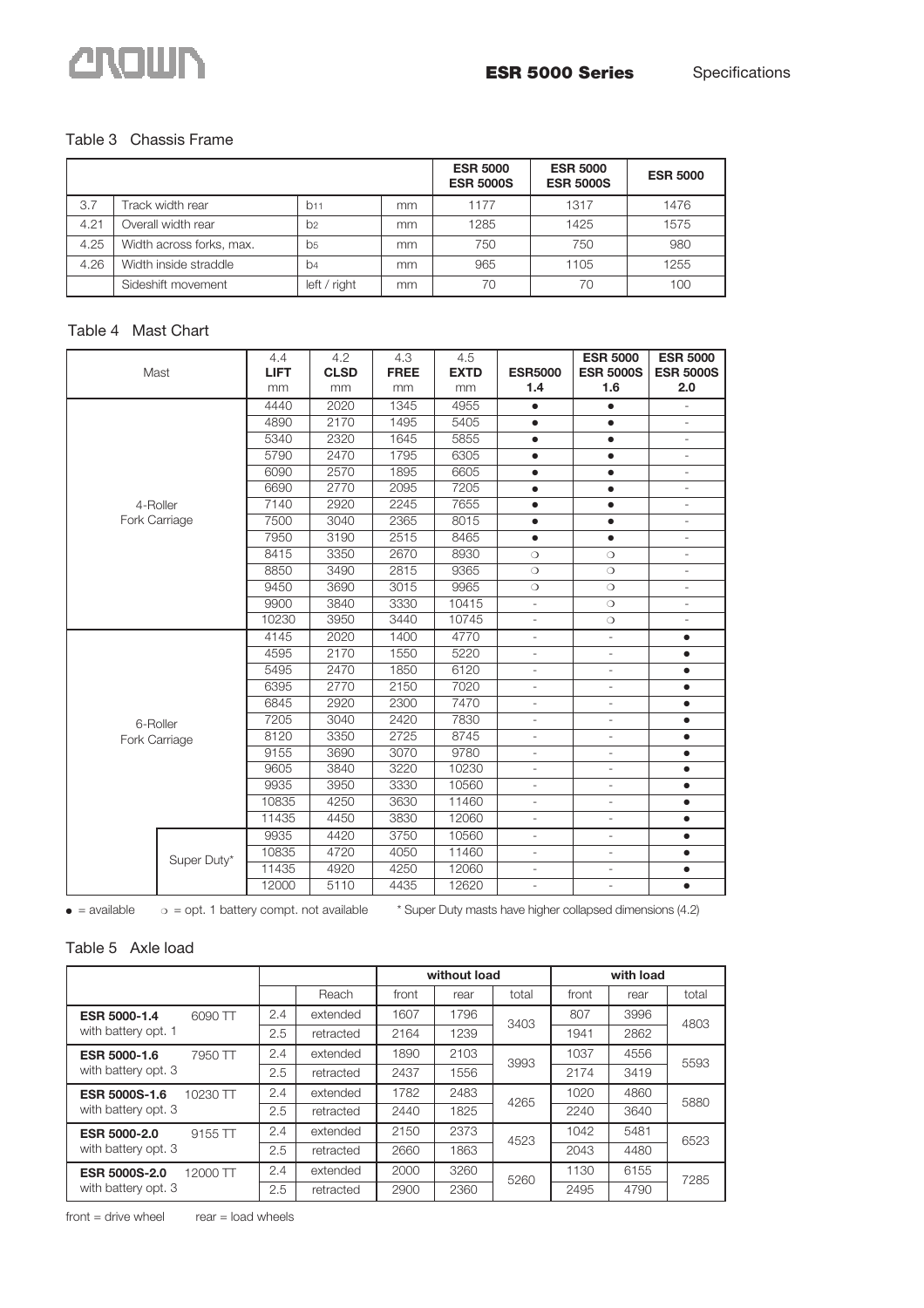### Table 3 Chassis Frame

| | | | | ESR 5000 ESR 5000S | ESR 5000 ESR 5000S | ESR 5000 |
|---|---|---|---|---|---|---|
| 3.7 | Track width rear | $b_{11}$ | mm | 1177 | 1317 | 1476 |
| 4.21 | Overall width rear | $b_2$ | mm | 1285 | 1425 | 1575 |
| 4.25 | Width across forks, max. | $b_5$ | mm | 750 | 750 | 980 |
| 4.26 | Width inside straddle | $b_4$ | mm | 965 | 1105 | 1255 |
| | Sideshift movement | left / right | mm | 70 | 70 | 100 |

### Table 4 Mast Chart

| Mast | | 4.4 LIFT mm | 4.2 CLSD mm | 4.3 FREE mm | 4.5 EXTD mm | ESR5000 1.4 | ESR 5000 ESR 5000S 1.6 | ESR 5000 ESR 5000S 2.0 |
|---|---|---|---|---|---|---|---|---|
| 4-Roller Fork Carriage | | 4440 | 2020 | 1345 | 4955 | ● | ● | - |
| | | 4890 | 2170 | 1495 | 5405 | ● | ● | - |
| | | 5340 | 2320 | 1645 | 5855 | ● | ● | - |
| | | 5790 | 2470 | 1795 | 6305 | ● | ● | - |
| | | 6090 | 2570 | 1895 | 6605 | ● | ● | - |
| | | 6690 | 2770 | 2095 | 7205 | ● | ● | - |
| | | 7140 | 2920 | 2245 | 7655 | ● | ● | - |
| | | 7500 | 3040 | 2365 | 8015 | ● | ● | - |
| | | 7950 | 3190 | 2515 | 8465 | ● | ● | - |
| | | 8415 | 3350 | 2670 | 8930 | ○ | ○ | - |
| | | 8850 | 3490 | 2815 | 9365 | ○ | ○ | - |
| | | 9450 | 3690 | 3015 | 9965 | ○ | ○ | - |
| | | 9900 | 3840 | 3330 | 10415 | - | ○ | - |
| | | 10230 | 3950 | 3440 | 10745 | - | ○ | - |
| 6-Roller Fork Carriage | | 4145 | 2020 | 1400 | 4770 | - | - | ● |
| | | 4595 | 2170 | 1550 | 5220 | - | - | ● |
| | | 5495 | 2470 | 1850 | 6120 | - | - | ● |
| | | 6395 | 2770 | 2150 | 7020 | - | - | ● |
| | | 6845 | 2920 | 2300 | 7470 | - | - | ● |
| | | 7205 | 3040 | 2420 | 7830 | - | - | ● |
| | | 8120 | 3350 | 2725 | 8745 | - | - | ● |
| | | 9155 | 3690 | 3070 | 9780 | - | - | ● |
| | | 9605 | 3840 | 3220 | 10230 | - | - | ● |
| | | 9935 | 3950 | 3330 | 10560 | - | - | ● |
| | | 10835 | 4250 | 3630 | 11460 | - | - | ● |
| | | 11435 | 4450 | 3830 | 12060 | - | - | ● |
| | Super Duty* | 9935 | 4420 | 3750 | 10560 | - | - | ● |
| | | 10835 | 4720 | 4050 | 11460 | - | - | ● |
| | | 11435 | 4920 | 4250 | 12060 | - | - | ● |
| | | 12000 | 5110 | 4435 | 12620 | - | - | ● |

● = available ○ = opt. 1 battery compt. not available * Super Duty masts have higher collapsed dimensions (4.2)

### Table 5 Axle load

| | | | without load | | | with load | | |
|---|---|---|---|---|---|---|---|---|
| | | Reach | front | rear | total | front | rear | total |
| **ESR 5000-1.4** 6090 TT with battery opt. 1 | 2.4 | extended | 1607 | 1796 | 3403 | 807 | 3996 | 4803 |
| | 2.5 | retracted | 2164 | 1239 | | 1941 | 2862 | |
| **ESR 5000-1.6** 7950 TT with battery opt. 3 | 2.4 | extended | 1890 | 2103 | 3993 | 1037 | 4556 | 5593 |
| | 2.5 | retracted | 2437 | 1556 | | 2174 | 3419 | |
| **ESR 5000S-1.6** 10230 TT with battery opt. 3 | 2.4 | extended | 1782 | 2483 | 4265 | 1020 | 4860 | 5880 |
| | 2.5 | retracted | 2440 | 1825 | | 2240 | 3640 | |
| **ESR 5000-2.0** 9155 TT with battery opt. 3 | 2.4 | extended | 2150 | 2373 | 4523 | 1042 | 5481 | 6523 |
| | 2.5 | retracted | 2660 | 1863 | | 2043 | 4480 | |
| **ESR 5000S-2.0** 12000 TT with battery opt. 3 | 2.4 | extended | 2000 | 3260 | 5260 | 1130 | 6155 | 7285 |
| | 2.5 | retracted | 2900 | 2360 | | 2495 | 4790 | |

front = drive wheel rear = load wheels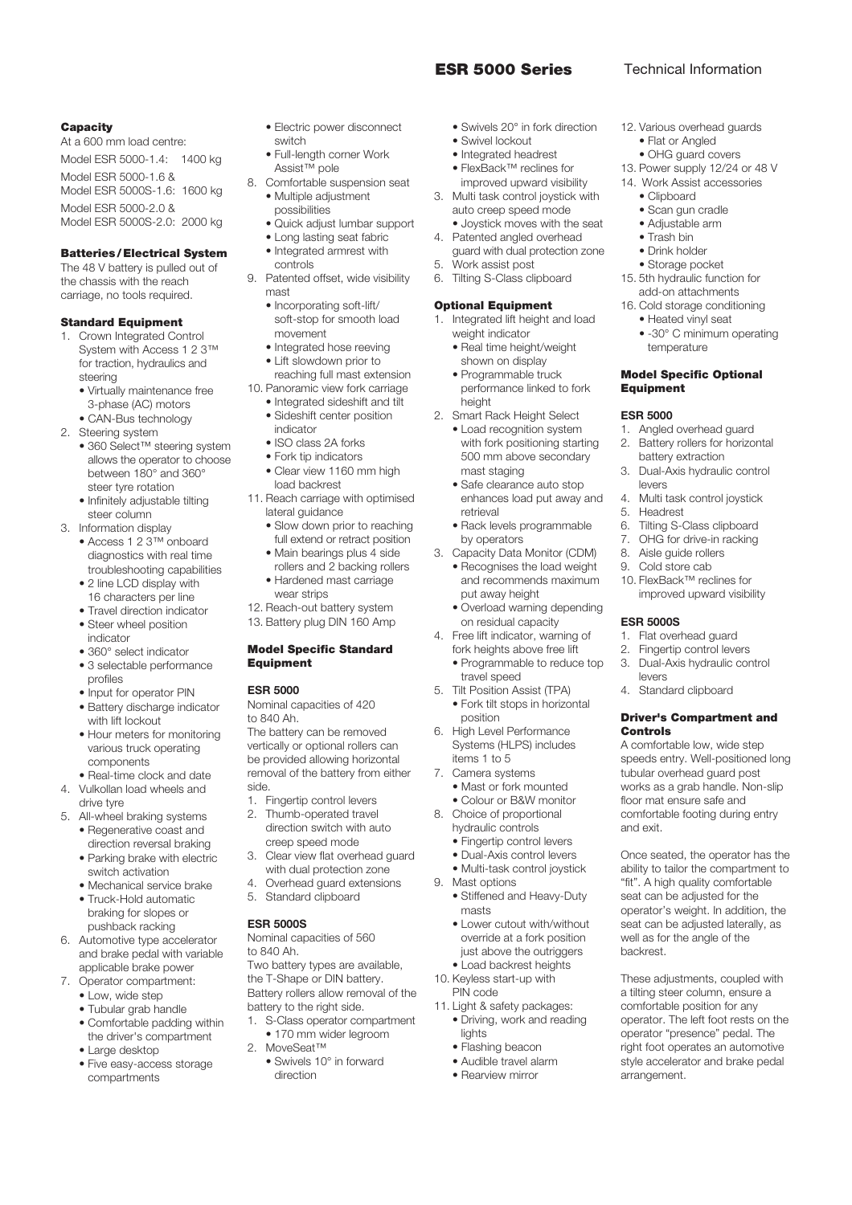## Capacity

At a 600 mm load centre:

Model ESR 5000-1.4: 1400 kg

Model ESR 5000-1.6 & Model ESR 5000S-1.6: 1600 kg

Model ESR 5000-2.0 & Model ESR 5000S-2.0: 2000 kg

## Batteries / Electrical System

The 48 V battery is pulled out of the chassis with the reach carriage, no tools required.

## Standard Equipment

1. Crown Integrated Control System with Access 1 2 3™ for traction, hydraulics and steering
   - Virtually maintenance free 3-phase (AC) motors
   - CAN-Bus technology
2. Steering system
   - 360 Select™ steering system allows the operator to choose between 180° and 360° steer tyre rotation
   - Infinitely adjustable tilting steer column
3. Information display
   - Access 1 2 3™ onboard diagnostics with real time troubleshooting capabilities
   - 2 line LCD display with 16 characters per line
   - Travel direction indicator
   - Steer wheel position indicator
   - 360° select indicator
   - 3 selectable performance profiles
   - Input for operator PIN
   - Battery discharge indicator with lift lockout
   - Hour meters for monitoring various truck operating components
   - Real-time clock and date
4. Vulkollan load wheels and drive tyre
5. All-wheel braking systems
   - Regenerative coast and direction reversal braking
   - Parking brake with electric switch activation
   - Mechanical service brake
   - Truck-Hold automatic braking for slopes or pushback racking
6. Automotive type accelerator and brake pedal with variable applicable brake power
7. Operator compartment:
   - Low, wide step
   - Tubular grab handle
   - Comfortable padding within the driver's compartment
   - Large desktop
   - Five easy-access storage compartments
   - Electric power disconnect switch
   - Full-length corner Work Assist™ pole
8. Comfortable suspension seat
   - Multiple adjustment possibilities
   - Quick adjust lumbar support
   - Long lasting seat fabric
   - Integrated armrest with controls
9. Patented offset, wide visibility mast
   - Incorporating soft-lift/ soft-stop for smooth load movement
   - Integrated hose reeving
   - Lift slowdown prior to reaching full mast extension
10. Panoramic view fork carriage
    - Integrated sideshift and tilt
    - Sideshift center position indicator
    - ISO class 2A forks
    - Fork tip indicators
    - Clear view 1160 mm high load backrest
11. Reach carriage with optimised lateral guidance
    - Slow down prior to reaching full extend or retract position
    - Main bearings plus 4 side rollers and 2 backing rollers
    - Hardened mast carriage wear strips
12. Reach-out battery system
13. Battery plug DIN 160 Amp

## Model Specific Standard Equipment

### ESR 5000

Nominal capacities of 420 to 840 Ah.

The battery can be removed vertically or optional rollers can be provided allowing horizontal removal of the battery from either side.

1. Fingertip control levers
2. Thumb-operated travel direction switch with auto creep speed mode
3. Clear view flat overhead guard with dual protection zone
4. Overhead guard extensions
5. Standard clipboard

### ESR 5000S

Nominal capacities of 560 to 840 Ah.

Two battery types are available, the T-Shape or DIN battery. Battery rollers allow removal of the battery to the right side.

1. S-Class operator compartment
   - 170 mm wider legroom
2. MoveSeat™
   - Swivels 10° in forward direction
   - Swivels 20° in fork direction
   - Swivel lockout
   - Integrated headrest
   - FlexBack™ reclines for improved upward visibility
3. Multi task control joystick with auto creep speed mode
   - Joystick moves with the seat
4. Patented angled overhead guard with dual protection zone
5. Work assist post
6. Tilting S-Class clipboard

## Optional Equipment

1. Integrated lift height and load weight indicator
   - Real time height/weight shown on display
   - Programmable truck performance linked to fork height
2. Smart Rack Height Select
   - Load recognition system with fork positioning starting 500 mm above secondary mast staging
   - Safe clearance auto stop enhances load put away and retrieval
   - Rack levels programmable by operators
3. Capacity Data Monitor (CDM)
   - Recognises the load weight and recommends maximum put away height
   - Overload warning depending on residual capacity
4. Free lift indicator, warning of fork heights above free lift
   - Programmable to reduce top travel speed
5. Tilt Position Assist (TPA)
   - Fork tilt stops in horizontal position
6. High Level Performance Systems (HLPS) includes items 1 to 5
7. Camera systems
   - Mast or fork mounted
   - Colour or B&W monitor
8. Choice of proportional hydraulic controls
   - Fingertip control levers
   - Dual-Axis control levers
   - Multi-task control joystick
9. Mast options
   - Stiffened and Heavy-Duty masts
   - Lower cutout with/without override at a fork position just above the outriggers
   - Load backrest heights
10. Keyless start-up with PIN code
11. Light & safety packages:
    - Driving, work and reading lights
    - Flashing beacon
    - Audible travel alarm
    - Rearview mirror
12. Various overhead guards
    - Flat or Angled
    - OHG guard covers
13. Power supply 12/24 or 48 V
14. Work Assist accessories
    - Clipboard
    - Scan gun cradle
    - Adjustable arm
    - Trash bin
    - Drink holder
    - Storage pocket
15. 5th hydraulic function for add-on attachments
16. Cold storage conditioning
    - Heated vinyl seat
    - -30° C minimum operating temperature

## Model Specific Optional Equipment

### ESR 5000

1. Angled overhead guard
2. Battery rollers for horizontal battery extraction
3. Dual-Axis hydraulic control levers
4. Multi task control joystick
5. Headrest
6. Tilting S-Class clipboard
7. OHG for drive-in racking
8. Aisle guide rollers
9. Cold store cab
10. FlexBack™ reclines for improved upward visibility

### ESR 5000S

1. Flat overhead guard
2. Fingertip control levers
3. Dual-Axis hydraulic control levers
4. Standard clipboard

## Driver's Compartment and Controls

A comfortable low, wide step speeds entry. Well-positioned long tubular overhead guard post works as a grab handle. Non-slip floor mat ensure safe and comfortable footing during entry and exit.

Once seated, the operator has the ability to tailor the compartment to "fit". A high quality comfortable seat can be adjusted for the operator's weight. In addition, the seat can be adjusted laterally, as well as for the angle of the backrest.

These adjustments, coupled with a tilting steer column, ensure a comfortable position for any operator. The left foot rests on the operator "presence" pedal. The right foot operates an automotive style accelerator and brake pedal arrangement.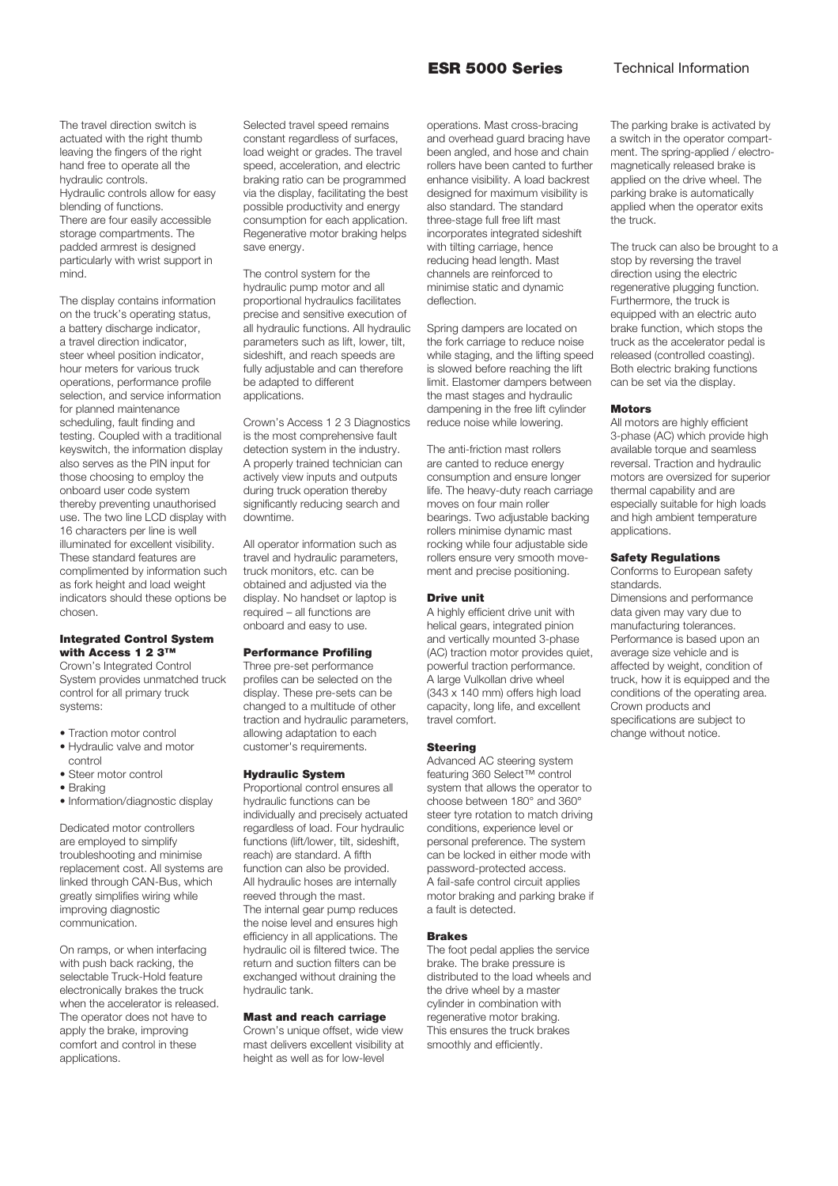The travel direction switch is actuated with the right thumb leaving the fingers of the right hand free to operate all the hydraulic controls.
Hydraulic controls allow for easy blending of functions.
There are four easily accessible storage compartments. The padded armrest is designed particularly with wrist support in mind.

The display contains information on the truck's operating status, a battery discharge indicator, a travel direction indicator, steer wheel position indicator, hour meters for various truck operations, performance profile selection, and service information for planned maintenance scheduling, fault finding and testing. Coupled with a traditional keyswitch, the information display also serves as the PIN input for those choosing to employ the onboard user code system thereby preventing unauthorised use. The two line LCD display with 16 characters per line is well illuminated for excellent visibility. These standard features are complimented by information such as fork height and load weight indicators should these options be chosen.

#### Integrated Control System with Access 1 2 3™

Crown's Integrated Control System provides unmatched truck control for all primary truck systems:

- Traction motor control
- Hydraulic valve and motor control
- Steer motor control
- Braking
- Information/diagnostic display

Dedicated motor controllers are employed to simplify troubleshooting and minimise replacement cost. All systems are linked through CAN-Bus, which greatly simplifies wiring while improving diagnostic communication.

On ramps, or when interfacing with push back racking, the selectable Truck-Hold feature electronically brakes the truck when the accelerator is released. The operator does not have to apply the brake, improving comfort and control in these applications.

Selected travel speed remains constant regardless of surfaces, load weight or grades. The travel speed, acceleration, and electric braking ratio can be programmed via the display, facilitating the best possible productivity and energy consumption for each application. Regenerative motor braking helps save energy.

The control system for the hydraulic pump motor and all proportional hydraulics facilitates precise and sensitive execution of all hydraulic functions. All hydraulic parameters such as lift, lower, tilt, sideshift, and reach speeds are fully adjustable and can therefore be adapted to different applications.

Crown's Access 1 2 3 Diagnostics is the most comprehensive fault detection system in the industry. A properly trained technician can actively view inputs and outputs during truck operation thereby significantly reducing search and downtime.

All operator information such as travel and hydraulic parameters, truck monitors, etc. can be obtained and adjusted via the display. No handset or laptop is required – all functions are onboard and easy to use.

#### Performance Profiling

Three pre-set performance profiles can be selected on the display. These pre-sets can be changed to a multitude of other traction and hydraulic parameters, allowing adaptation to each customer's requirements.

#### Hydraulic System

Proportional control ensures all hydraulic functions can be individually and precisely actuated regardless of load. Four hydraulic functions (lift/lower, tilt, sideshift, reach) are standard. A fifth function can also be provided.
All hydraulic hoses are internally reeved through the mast.
The internal gear pump reduces the noise level and ensures high efficiency in all applications. The hydraulic oil is filtered twice. The return and suction filters can be exchanged without draining the hydraulic tank.

#### Mast and reach carriage

Crown's unique offset, wide view mast delivers excellent visibility at height as well as for low-level operations. Mast cross-bracing and overhead guard bracing have been angled, and hose and chain rollers have been canted to further enhance visibility. A load backrest designed for maximum visibility is also standard. The standard three-stage full free lift mast incorporates integrated sideshift with tilting carriage, hence reducing head length. Mast channels are reinforced to minimise static and dynamic deflection.

Spring dampers are located on the fork carriage to reduce noise while staging, and the lifting speed is slowed before reaching the lift limit. Elastomer dampers between the mast stages and hydraulic dampening in the free lift cylinder reduce noise while lowering.

The anti-friction mast rollers are canted to reduce energy consumption and ensure longer life. The heavy-duty reach carriage moves on four main roller bearings. Two adjustable backing rollers minimise dynamic mast rocking while four adjustable side rollers ensure very smooth movement and precise positioning.

#### Drive unit

A highly efficient drive unit with helical gears, integrated pinion and vertically mounted 3-phase (AC) traction motor provides quiet, powerful traction performance. A large Vulkollan drive wheel (343 x 140 mm) offers high load capacity, long life, and excellent travel comfort.

#### Steering

Advanced AC steering system featuring 360 Select™ control system that allows the operator to choose between 180° and 360° steer tyre rotation to match driving conditions, experience level or personal preference. The system can be locked in either mode with password-protected access.
A fail-safe control circuit applies motor braking and parking brake if a fault is detected.

#### Brakes

The foot pedal applies the service brake. The brake pressure is distributed to the load wheels and the drive wheel by a master cylinder in combination with regenerative motor braking. This ensures the truck brakes smoothly and efficiently.

The parking brake is activated by a switch in the operator compartment. The spring-applied / electromagnetically released brake is applied on the drive wheel. The parking brake is automatically applied when the operator exits the truck.

The truck can also be brought to a stop by reversing the travel direction using the electric regenerative plugging function. Furthermore, the truck is equipped with an electric auto brake function, which stops the truck as the accelerator pedal is released (controlled coasting). Both electric braking functions can be set via the display.

#### Motors

All motors are highly efficient 3-phase (AC) which provide high available torque and seamless reversal. Traction and hydraulic motors are oversized for superior thermal capability and are especially suitable for high loads and high ambient temperature applications.

#### Safety Regulations

Conforms to European safety standards.
Dimensions and performance data given may vary due to manufacturing tolerances. Performance is based upon an average size vehicle and is affected by weight, condition of truck, how it is equipped and the conditions of the operating area. Crown products and specifications are subject to change without notice.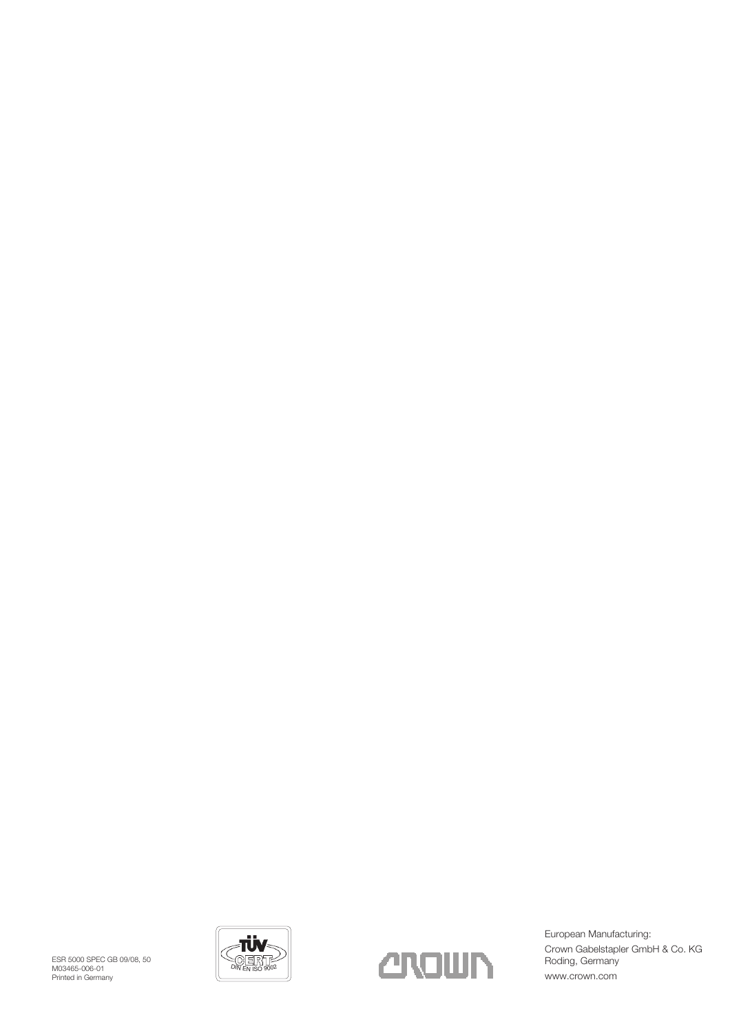ESR 5000 SPEC GB 09/08, 50
M03465-006-01
Printed in Germany

TÜV CERT
DIN EN ISO 9002

European Manufacturing:
Crown Gabelstapler GmbH & Co. KG
Roding, Germany
www.crown.com